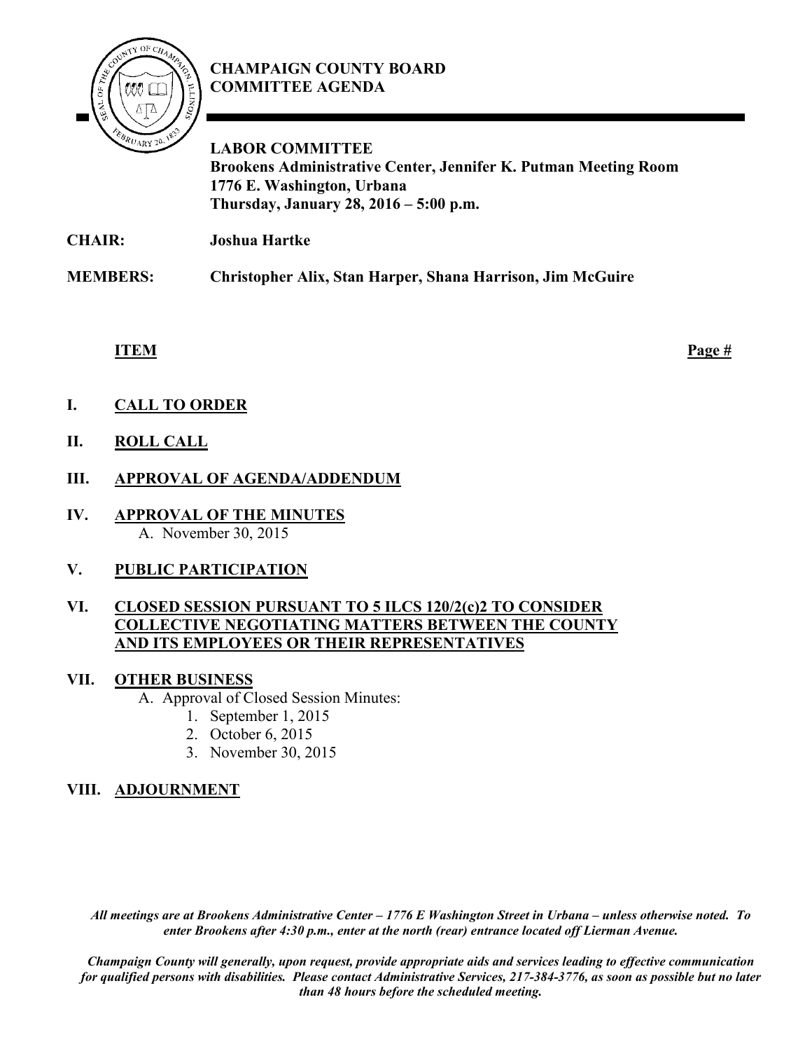# CHAMPAIGN COUNTY BOARD COMMITTEE AGENDA

**LABOR COMMITTEE**
**Brookens Administrative Center, Jennifer K. Putman Meeting Room**
**1776 E. Washington, Urbana**
**Thursday, January 28, 2016 – 5:00 p.m.**

**CHAIR:** **Joshua Hartke**

**MEMBERS:** **Christopher Alix, Stan Harper, Shana Harrison, Jim McGuire**

**ITEM** **Page #**

**I. CALL TO ORDER**

**II. ROLL CALL**

**III. APPROVAL OF AGENDA/ADDENDUM**

**IV. APPROVAL OF THE MINUTES**
   A. November 30, 2015

**V. PUBLIC PARTICIPATION**

**VI. CLOSED SESSION PURSUANT TO 5 ILCS 120/2(c)2 TO CONSIDER COLLECTIVE NEGOTIATING MATTERS BETWEEN THE COUNTY AND ITS EMPLOYEES OR THEIR REPRESENTATIVES**

**VII. OTHER BUSINESS**
   A. Approval of Closed Session Minutes:
      1. September 1, 2015
      2. October 6, 2015
      3. November 30, 2015

**VIII. ADJOURNMENT**

***All meetings are at Brookens Administrative Center – 1776 E Washington Street in Urbana – unless otherwise noted. To enter Brookens after 4:30 p.m., enter at the north (rear) entrance located off Lierman Avenue.***

***Champaign County will generally, upon request, provide appropriate aids and services leading to effective communication for qualified persons with disabilities. Please contact Administrative Services, 217-384-3776, as soon as possible but no later than 48 hours before the scheduled meeting.***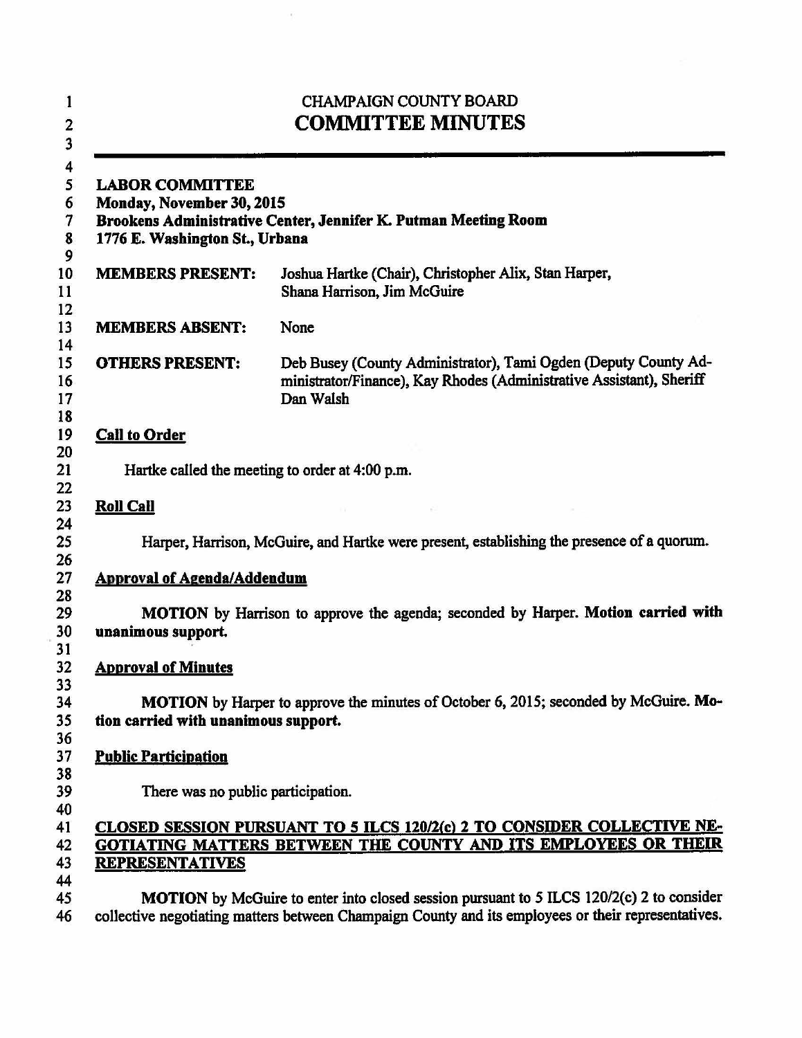CHAMPAIGN COUNTY BOARD

# COMMITTEE MINUTES

**LABOR COMMITTEE**
**Monday, November 30, 2015**
**Brookens Administrative Center, Jennifer K. Putman Meeting Room**
**1776 E. Washington St., Urbana**

**MEMBERS PRESENT:** Joshua Hartke (Chair), Christopher Alix, Stan Harper, Shana Harrison, Jim McGuire

**MEMBERS ABSENT:** None

**OTHERS PRESENT:** Deb Busey (County Administrator), Tami Ogden (Deputy County Administrator/Finance), Kay Rhodes (Administrative Assistant), Sheriff Dan Walsh

**Call to Order**

Hartke called the meeting to order at 4:00 p.m.

**Roll Call**

Harper, Harrison, McGuire, and Hartke were present, establishing the presence of a quorum.

**Approval of Agenda/Addendum**

**MOTION** by Harrison to approve the agenda; seconded by Harper. **Motion carried with unanimous support.**

**Approval of Minutes**

**MOTION** by Harper to approve the minutes of October 6, 2015; seconded by McGuire. **Motion carried with unanimous support.**

**Public Participation**

There was no public participation.

**CLOSED SESSION PURSUANT TO 5 ILCS 120/2(c) 2 TO CONSIDER COLLECTIVE NEGOTIATING MATTERS BETWEEN THE COUNTY AND ITS EMPLOYEES OR THEIR REPRESENTATIVES**

**MOTION** by McGuire to enter into closed session pursuant to 5 ILCS 120/2(c) 2 to consider collective negotiating matters between Champaign County and its employees or their representatives.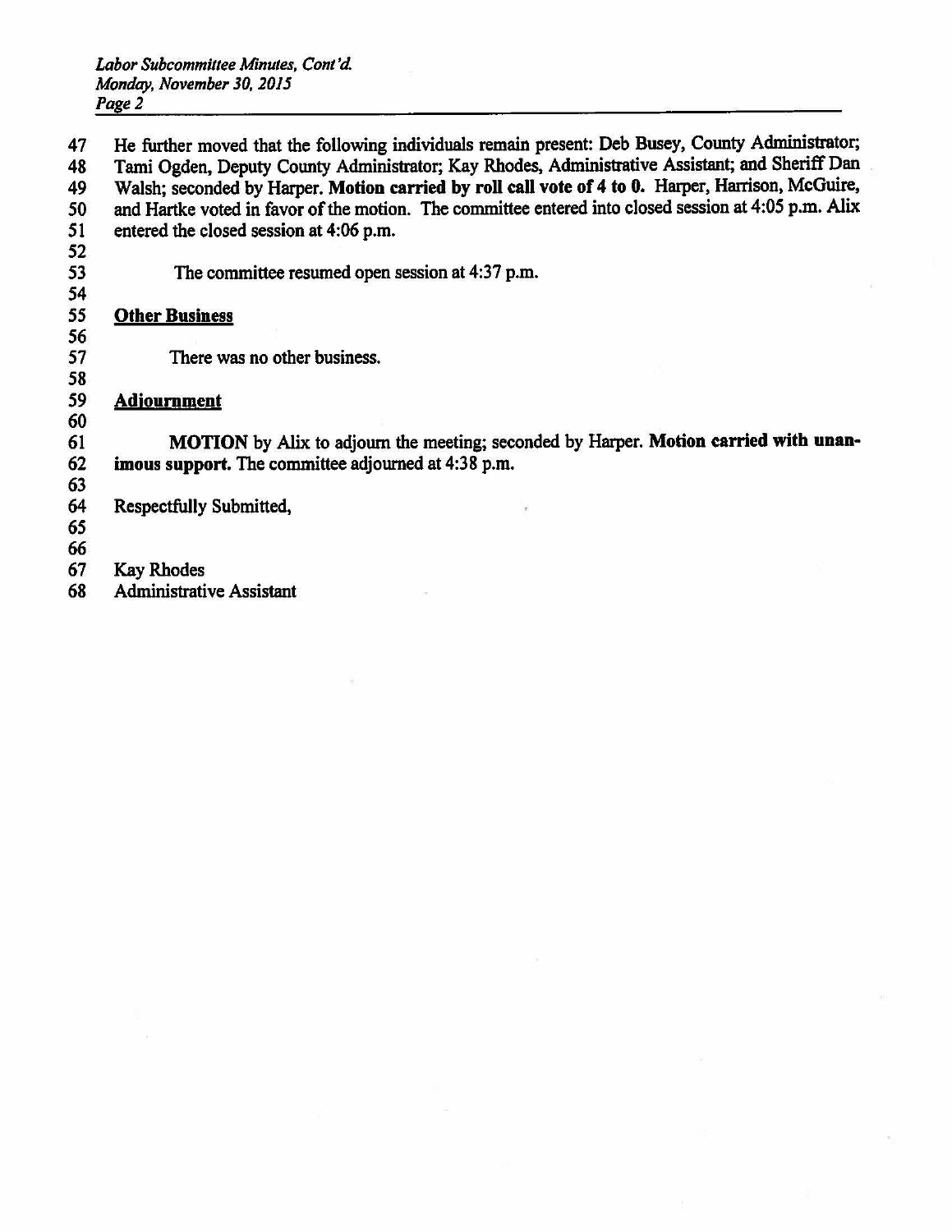He further moved that the following individuals remain present: Deb Busey, County Administrator; Tami Ogden, Deputy County Administrator; Kay Rhodes, Administrative Assistant; and Sheriff Dan Walsh; seconded by Harper. **Motion carried by roll call vote of 4 to 0.** Harper, Harrison, McGuire, and Hartke voted in favor of the motion. The committee entered into closed session at 4:05 p.m. Alix entered the closed session at 4:06 p.m.

The committee resumed open session at 4:37 p.m.

**Other Business**

There was no other business.

**Adjournment**

**MOTION** by Alix to adjourn the meeting; seconded by Harper. **Motion carried with unanimous support.** The committee adjourned at 4:38 p.m.

Respectfully Submitted,

Kay Rhodes
Administrative Assistant